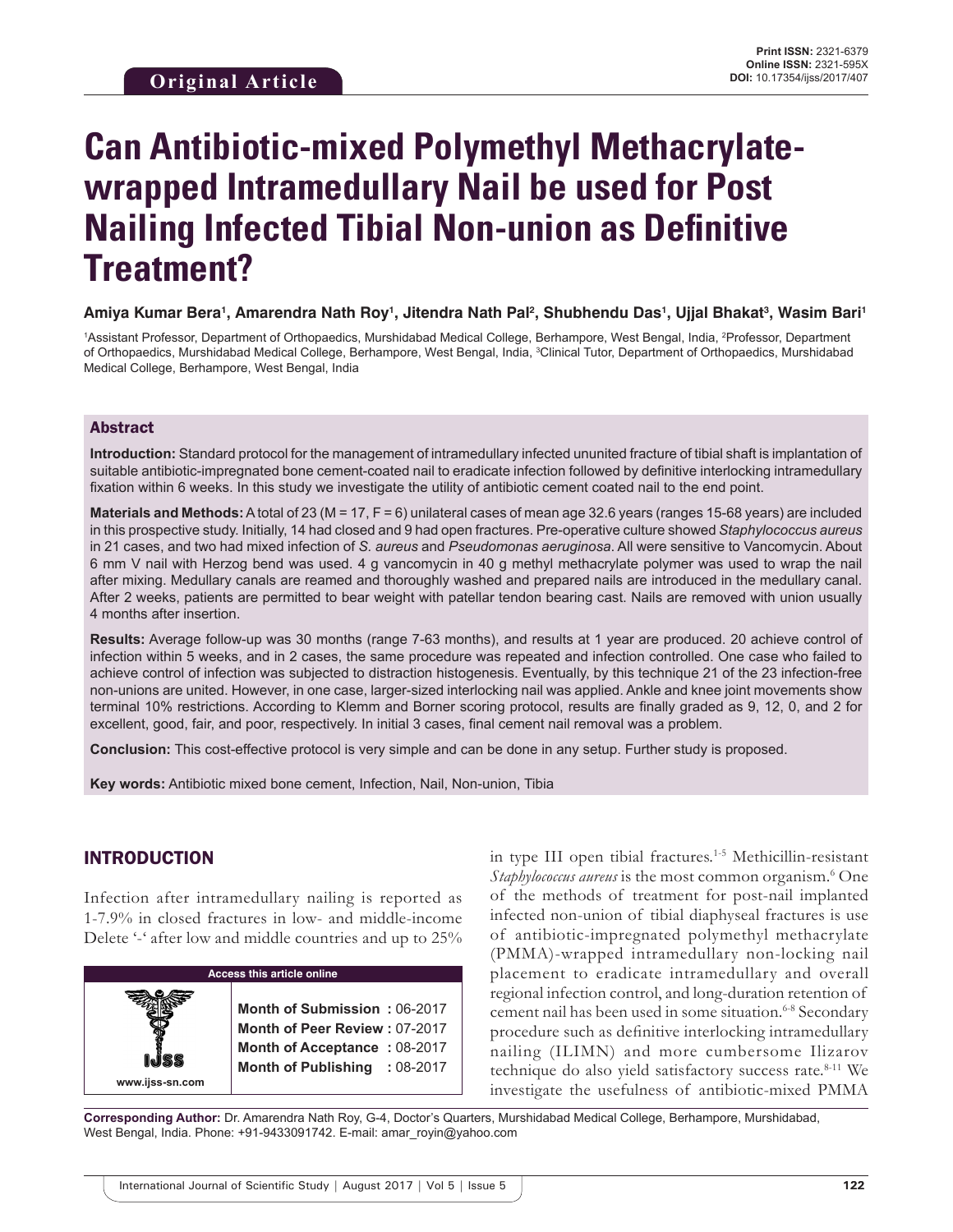Original Article

# Can Antibiotic-mixed Polymethyl Methacrylate-wrapped Intramedullary Nail be used for Post Nailing Infected Tibial Non-union as Definitive Treatment?

**Amiya Kumar Bera[1], Amarendra Nath Roy[1], Jitendra Nath Pal[2], Shubhendu Das[1], Ujjal Bhakat[3], Wasim Bari[1]**

[1]Assistant Professor, Department of Orthopaedics, Murshidabad Medical College, Berhampore, West Bengal, India, [2]Professor, Department of Orthopaedics, Murshidabad Medical College, Berhampore, West Bengal, India, [3]Clinical Tutor, Department of Orthopaedics, Murshidabad Medical College, Berhampore, West Bengal, India

## Abstract

**Introduction:** Standard protocol for the management of intramedullary infected ununited fracture of tibial shaft is implantation of suitable antibiotic-impregnated bone cement-coated nail to eradicate infection followed by definitive interlocking intramedullary fixation within 6 weeks. In this study we investigate the utility of antibiotic cement coated nail to the end point.

**Materials and Methods:** A total of 23 (M = 17, F = 6) unilateral cases of mean age 32.6 years (ranges 15-68 years) are included in this prospective study. Initially, 14 had closed and 9 had open fractures. Pre-operative culture showed *Staphylococcus aureus* in 21 cases, and two had mixed infection of *S. aureus* and *Pseudomonas aeruginosa*. All were sensitive to Vancomycin. About 6 mm V nail with Herzog bend was used. 4 g vancomycin in 40 g methyl methacrylate polymer was used to wrap the nail after mixing. Medullary canals are reamed and thoroughly washed and prepared nails are introduced in the medullary canal. After 2 weeks, patients are permitted to bear weight with patellar tendon bearing cast. Nails are removed with union usually 4 months after insertion.

**Results:** Average follow-up was 30 months (range 7-63 months), and results at 1 year are produced. 20 achieve control of infection within 5 weeks, and in 2 cases, the same procedure was repeated and infection controlled. One case who failed to achieve control of infection was subjected to distraction histogenesis. Eventually, by this technique 21 of the 23 infection-free non-unions are united. However, in one case, larger-sized interlocking nail was applied. Ankle and knee joint movements show terminal 10% restrictions. According to Klemm and Borner scoring protocol, results are finally graded as 9, 12, 0, and 2 for excellent, good, fair, and poor, respectively. In initial 3 cases, final cement nail removal was a problem.

**Conclusion:** This cost-effective protocol is very simple and can be done in any setup. Further study is proposed.

**Key words:** Antibiotic mixed bone cement, Infection, Nail, Non-union, Tibia

## INTRODUCTION

Infection after intramedullary nailing is reported as 1-7.9% in closed fractures in low- and middle-income Delete '-' after low and middle countries and up to 25% in type III open tibial fractures.[1-5] Methicillin-resistant *Staphylococcus aureus* is the most common organism.[6] One of the methods of treatment for post-nail implanted infected non-union of tibial diaphyseal fractures is use of antibiotic-impregnated polymethyl methacrylate (PMMA)-wrapped intramedullary non-locking nail placement to eradicate intramedullary and overall regional infection control, and long-duration retention of cement nail has been used in some situation.[6-8] Secondary procedure such as definitive interlocking intramedullary nailing (ILIMN) and more cumbersome Ilizarov technique do also yield satisfactory success rate.[8-11] We investigate the usefulness of antibiotic-mixed PMMA

| Access this article online | |
|---|---|
| www.ijss-sn.com | **Month of Submission :** 06-2017<br>**Month of Peer Review :** 07-2017<br>**Month of Acceptance :** 08-2017<br>**Month of Publishing :** 08-2017 |

**Corresponding Author:** Dr. Amarendra Nath Roy, G-4, Doctor's Quarters, Murshidabad Medical College, Berhampore, Murshidabad, West Bengal, India. Phone: +91-9433091742. E-mail: amar_royin@yahoo.com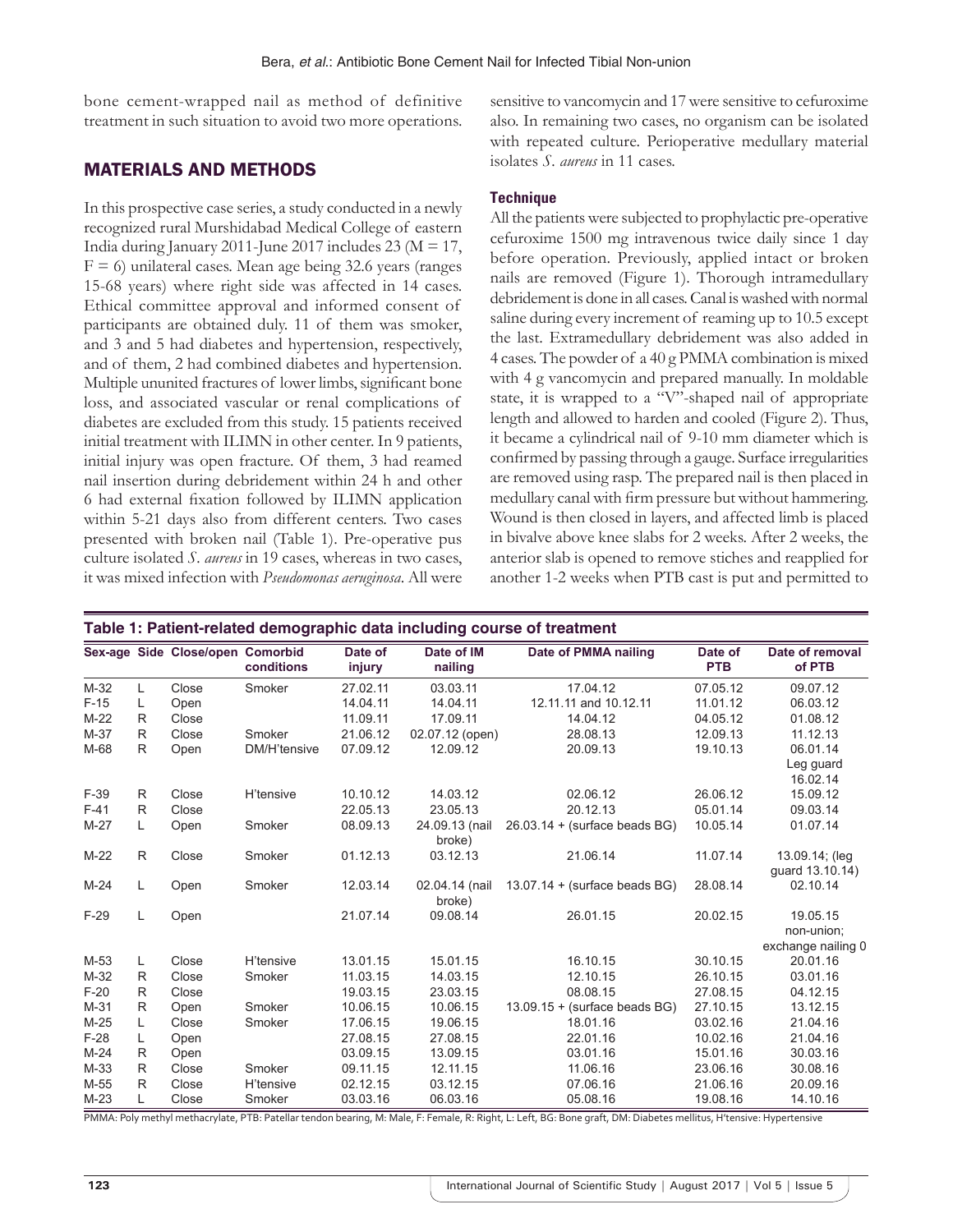bone cement-wrapped nail as method of definitive treatment in such situation to avoid two more operations.

## MATERIALS AND METHODS

In this prospective case series, a study conducted in a newly recognized rural Murshidabad Medical College of eastern India during January 2011-June 2017 includes 23 (M = 17, F = 6) unilateral cases. Mean age being 32.6 years (ranges 15-68 years) where right side was affected in 14 cases. Ethical committee approval and informed consent of participants are obtained duly. 11 of them was smoker, and 3 and 5 had diabetes and hypertension, respectively, and of them, 2 had combined diabetes and hypertension. Multiple ununited fractures of lower limbs, significant bone loss, and associated vascular or renal complications of diabetes are excluded from this study. 15 patients received initial treatment with ILIMN in other center. In 9 patients, initial injury was open fracture. Of them, 3 had reamed nail insertion during debridement within 24 h and other 6 had external fixation followed by ILIMN application within 5-21 days also from different centers. Two cases presented with broken nail (Table 1). Pre-operative pus culture isolated *S. aureus* in 19 cases, whereas in two cases, it was mixed infection with *Pseudomonas aeruginosa*. All were sensitive to vancomycin and 17 were sensitive to cefuroxime also. In remaining two cases, no organism can be isolated with repeated culture. Perioperative medullary material isolates *S. aureus* in 11 cases.

### Technique

All the patients were subjected to prophylactic pre-operative cefuroxime 1500 mg intravenous twice daily since 1 day before operation. Previously, applied intact or broken nails are removed (Figure 1). Thorough intramedullary debridement is done in all cases. Canal is washed with normal saline during every increment of reaming up to 10.5 except the last. Extramedullary debridement was also added in 4 cases. The powder of a 40 g PMMA combination is mixed with 4 g vancomycin and prepared manually. In moldable state, it is wrapped to a "V"-shaped nail of appropriate length and allowed to harden and cooled (Figure 2). Thus, it became a cylindrical nail of 9-10 mm diameter which is confirmed by passing through a gauge. Surface irregularities are removed using rasp. The prepared nail is then placed in medullary canal with firm pressure but without hammering. Wound is then closed in layers, and affected limb is placed in bivalve above knee slabs for 2 weeks. After 2 weeks, the anterior slab is opened to remove stiches and reapplied for another 1-2 weeks when PTB cast is put and permitted to

**Table 1: Patient-related demographic data including course of treatment**

| Sex-age | Side | Close/open | Comorbid conditions | Date of injury | Date of IM nailing | Date of PMMA nailing | Date of PTB | Date of removal of PTB |
|---|---|---|---|---|---|---|---|---|
| M-32 | L | Close | Smoker | 27.02.11 | 03.03.11 | 17.04.12 | 07.05.12 | 09.07.12 |
| F-15 | L | Open | | 14.04.11 | 14.04.11 | 12.11.11 and 10.12.11 | 11.01.12 | 06.03.12 |
| M-22 | R | Close | | 11.09.11 | 17.09.11 | 14.04.12 | 04.05.12 | 01.08.12 |
| M-37 | R | Close | Smoker | 21.06.12 | 02.07.12 (open) | 28.08.13 | 12.09.13 | 11.12.13 |
| M-68 | R | Open | DM/H'tensive | 07.09.12 | 12.09.12 | 20.09.13 | 19.10.13 | 06.01.14 Leg guard 16.02.14 |
| F-39 | R | Close | H'tensive | 10.10.12 | 14.03.12 | 02.06.12 | 26.06.12 | 15.09.12 |
| F-41 | R | Close | | 22.05.13 | 23.05.13 | 20.12.13 | 05.01.14 | 09.03.14 |
| M-27 | L | Open | Smoker | 08.09.13 | 24.09.13 (nail broke) | 26.03.14 + (surface beads BG) | 10.05.14 | 01.07.14 |
| M-22 | R | Close | Smoker | 01.12.13 | 03.12.13 | 21.06.14 | 11.07.14 | 13.09.14; (leg guard 13.10.14) |
| M-24 | L | Open | Smoker | 12.03.14 | 02.04.14 (nail broke) | 13.07.14 + (surface beads BG) | 28.08.14 | 02.10.14 |
| F-29 | L | Open | | 21.07.14 | 09.08.14 | 26.01.15 | 20.02.15 | 19.05.15 non-union; exchange nailing 0 |
| M-53 | L | Close | H'tensive | 13.01.15 | 15.01.15 | 16.10.15 | 30.10.15 | 20.01.16 |
| M-32 | R | Close | Smoker | 11.03.15 | 14.03.15 | 12.10.15 | 26.10.15 | 03.01.16 |
| F-20 | R | Close | | 19.03.15 | 23.03.15 | 08.08.15 | 27.08.15 | 04.12.15 |
| M-31 | R | Open | Smoker | 10.06.15 | 10.06.15 | 13.09.15 + (surface beads BG) | 27.10.15 | 13.12.15 |
| M-25 | L | Close | Smoker | 17.06.15 | 19.06.15 | 18.01.16 | 03.02.16 | 21.04.16 |
| F-28 | L | Open | | 27.08.15 | 27.08.15 | 22.01.16 | 10.02.16 | 21.04.16 |
| M-24 | R | Open | | 03.09.15 | 13.09.15 | 03.01.16 | 15.01.16 | 30.03.16 |
| M-33 | R | Close | Smoker | 09.11.15 | 12.11.15 | 11.06.16 | 23.06.16 | 30.08.16 |
| M-55 | R | Close | H'tensive | 02.12.15 | 03.12.15 | 07.06.16 | 21.06.16 | 20.09.16 |
| M-23 | L | Close | Smoker | 03.03.16 | 06.03.16 | 05.08.16 | 19.08.16 | 14.10.16 |

PMMA: Poly methyl methacrylate, PTB: Patellar tendon bearing, M: Male, F: Female, R: Right, L: Left, BG: Bone graft, DM: Diabetes mellitus, H'tensive: Hypertensive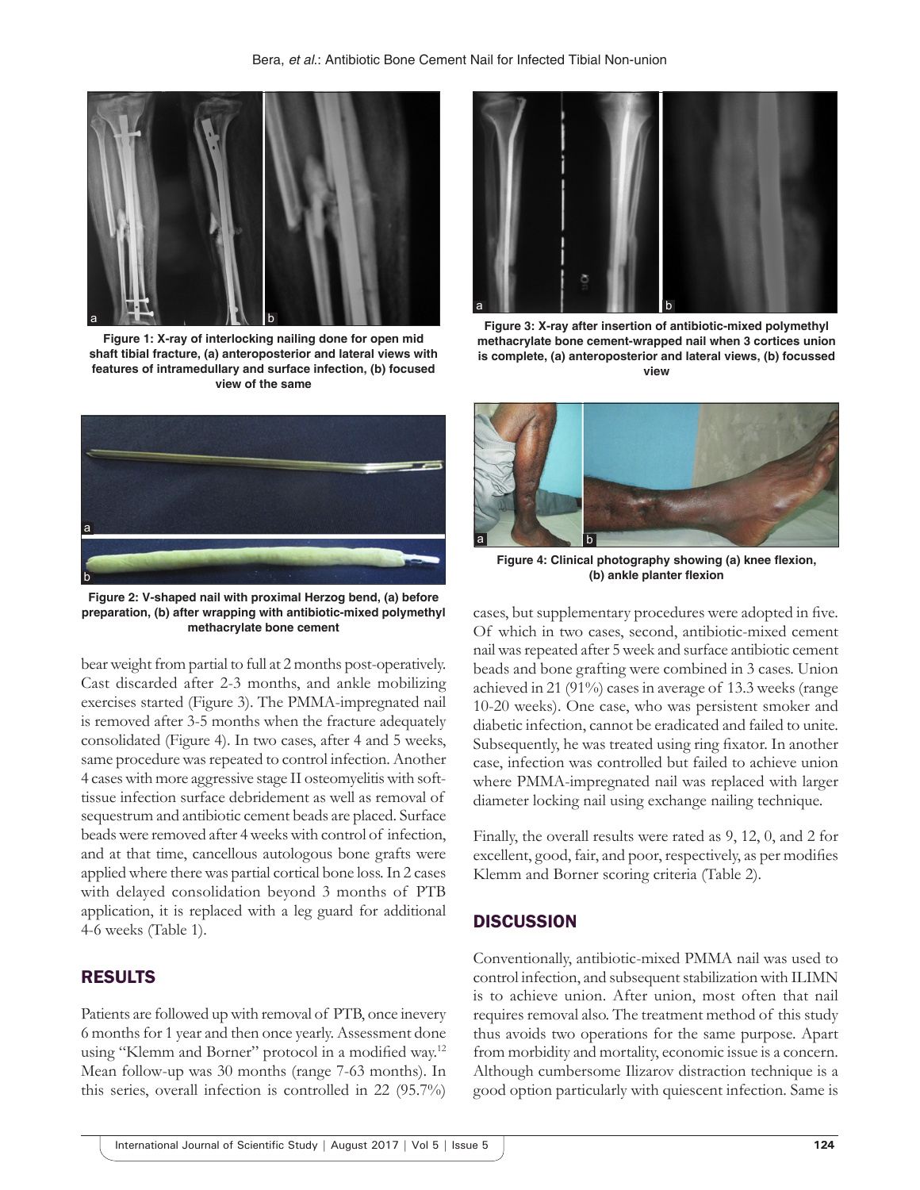Figure 1: X-ray of interlocking nailing done for open mid shaft tibial fracture, (a) anteroposterior and lateral views with features of intramedullary and surface infection, (b) focused view of the same

Figure 2: V-shaped nail with proximal Herzog bend, (a) before preparation, (b) after wrapping with antibiotic-mixed polymethyl methacrylate bone cement

Figure 3: X-ray after insertion of antibiotic-mixed polymethyl methacrylate bone cement-wrapped nail when 3 cortices union is complete, (a) anteroposterior and lateral views, (b) focussed view

Figure 4: Clinical photography showing (a) knee flexion, (b) ankle planter flexion

bear weight from partial to full at 2 months post-operatively. Cast discarded after 2-3 months, and ankle mobilizing exercises started (Figure 3). The PMMA-impregnated nail is removed after 3-5 months when the fracture adequately consolidated (Figure 4). In two cases, after 4 and 5 weeks, same procedure was repeated to control infection. Another 4 cases with more aggressive stage II osteomyelitis with soft-tissue infection surface debridement as well as removal of sequestrum and antibiotic cement beads are placed. Surface beads were removed after 4 weeks with control of infection, and at that time, cancellous autologous bone grafts were applied where there was partial cortical bone loss. In 2 cases with delayed consolidation beyond 3 months of PTB application, it is replaced with a leg guard for additional 4-6 weeks (Table 1).

## RESULTS

Patients are followed up with removal of PTB, once inevery 6 months for 1 year and then once yearly. Assessment done using "Klemm and Borner" protocol in a modified way.[12] Mean follow-up was 30 months (range 7-63 months). In this series, overall infection is controlled in 22 (95.7%) cases, but supplementary procedures were adopted in five. Of which in two cases, second, antibiotic-mixed cement nail was repeated after 5 week and surface antibiotic cement beads and bone grafting were combined in 3 cases. Union achieved in 21 (91%) cases in average of 13.3 weeks (range 10-20 weeks). One case, who was persistent smoker and diabetic infection, cannot be eradicated and failed to unite. Subsequently, he was treated using ring fixator. In another case, infection was controlled but failed to achieve union where PMMA-impregnated nail was replaced with larger diameter locking nail using exchange nailing technique.

Finally, the overall results were rated as 9, 12, 0, and 2 for excellent, good, fair, and poor, respectively, as per modifies Klemm and Borner scoring criteria (Table 2).

## DISCUSSION

Conventionally, antibiotic-mixed PMMA nail was used to control infection, and subsequent stabilization with ILIMN is to achieve union. After union, most often that nail requires removal also. The treatment method of this study thus avoids two operations for the same purpose. Apart from morbidity and mortality, economic issue is a concern. Although cumbersome Ilizarov distraction technique is a good option particularly with quiescent infection. Same is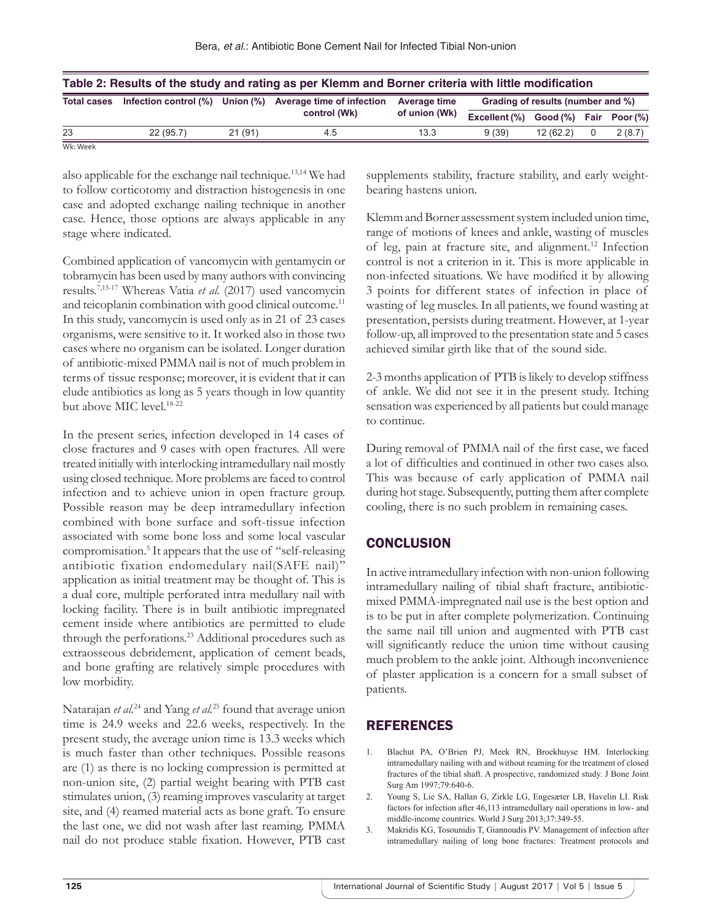**Table 2: Results of the study and rating as per Klemm and Borner criteria with little modification**

| Total cases | Infection control (%) | Union (%) | Average time of infection control (Wk) | Average time of union (Wk) | Grading of results (number and %) | | | |
|---|---|---|---|---|---|---|---|---|
| | | | | | Excellent (%) | Good (%) | Fair | Poor (%) |
| 23 | 22 (95.7) | 21 (91) | 4.5 | 13.3 | 9 (39) | 12 (62.2) | 0 | 2 (8.7) |

Wk: Week

also applicable for the exchange nail technique.[13,14] We had to follow corticotomy and distraction histogenesis in one case and adopted exchange nailing technique in another case. Hence, those options are always applicable in any stage where indicated.

Combined application of vancomycin with gentamycin or tobramycin has been used by many authors with convincing results.[7,15-17] Whereas Vatia *et al.* (2017) used vancomycin and teicoplanin combination with good clinical outcome.[11] In this study, vancomycin is used only as in 21 of 23 cases organisms, were sensitive to it. It worked also in those two cases where no organism can be isolated. Longer duration of antibiotic-mixed PMMA nail is not of much problem in terms of tissue response; moreover, it is evident that it can elude antibiotics as long as 5 years though in low quantity but above MIC level.[18-22]

In the present series, infection developed in 14 cases of close fractures and 9 cases with open fractures. All were treated initially with interlocking intramedullary nail mostly using closed technique. More problems are faced to control infection and to achieve union in open fracture group. Possible reason may be deep intramedullary infection combined with bone surface and soft-tissue infection associated with some bone loss and some local vascular compromisation.[5] It appears that the use of "self-releasing antibiotic fixation endomedulary nail(SAFE nail)" application as initial treatment may be thought of. This is a dual core, multiple perforated intra medullary nail with locking facility. There is in built antibiotic impregnated cement inside where antibiotics are permitted to elude through the perforations.[23] Additional procedures such as extraosseous debridement, application of cement beads, and bone grafting are relatively simple procedures with low morbidity.

Natarajan *et al.*[24] and Yang *et al.*[25] found that average union time is 24.9 weeks and 22.6 weeks, respectively. In the present study, the average union time is 13.3 weeks which is much faster than other techniques. Possible reasons are (1) as there is no locking compression is permitted at non-union site, (2) partial weight bearing with PTB cast stimulates union, (3) reaming improves vascularity at target site, and (4) reamed material acts as bone graft. To ensure the last one, we did not wash after last reaming. PMMA nail do not produce stable fixation. However, PTB cast supplements stability, fracture stability, and early weight-bearing hastens union.

Klemm and Borner assessment system included union time, range of motions of knees and ankle, wasting of muscles of leg, pain at fracture site, and alignment.[12] Infection control is not a criterion in it. This is more applicable in non-infected situations. We have modified it by allowing 3 points for different states of infection in place of wasting of leg muscles. In all patients, we found wasting at presentation, persists during treatment. However, at 1-year follow-up, all improved to the presentation state and 5 cases achieved similar girth like that of the sound side.

2-3 months application of PTB is likely to develop stiffness of ankle. We did not see it in the present study. Itching sensation was experienced by all patients but could manage to continue.

During removal of PMMA nail of the first case, we faced a lot of difficulties and continued in other two cases also. This was because of early application of PMMA nail during hot stage. Subsequently, putting them after complete cooling, there is no such problem in remaining cases.

## CONCLUSION

In active intramedullary infection with non-union following intramedullary nailing of tibial shaft fracture, antibiotic-mixed PMMA-impregnated nail use is the best option and is to be put in after complete polymerization. Continuing the same nail till union and augmented with PTB cast will significantly reduce the union time without causing much problem to the ankle joint. Although inconvenience of plaster application is a concern for a small subset of patients.

## REFERENCES

1. Blachut PA, O'Brien PJ, Meek RN, Broekhuyse HM. Interlocking intramedullary nailing with and without reaming for the treatment of closed fractures of the tibial shaft. A prospective, randomized study. J Bone Joint Surg Am 1997;79:640-6.
2. Young S, Lie SA, Hallan G, Zirkle LG, Engesæter LB, Havelin LI. Risk factors for infection after 46,113 intramedullary nail operations in low- and middle-income countries. World J Surg 2013;37:349-55.
3. Makridis KG, Tosounidis T, Giannoudis PV. Management of infection after intramedullary nailing of long bone fractures: Treatment protocols and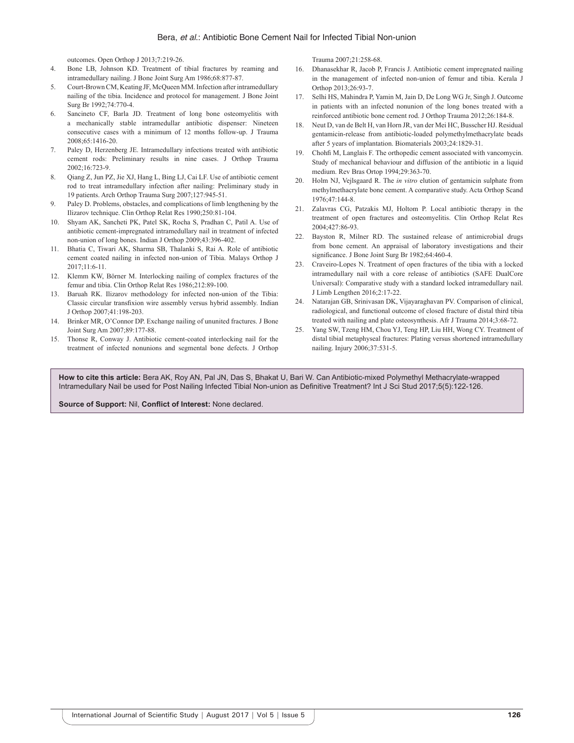outcomes. Open Orthop J 2013;7:219-26.

4. Bone LB, Johnson KD. Treatment of tibial fractures by reaming and intramedullary nailing. J Bone Joint Surg Am 1986;68:877-87.
5. Court-Brown CM, Keating JF, McQueen MM. Infection after intramedullary nailing of the tibia. Incidence and protocol for management. J Bone Joint Surg Br 1992;74:770-4.
6. Sancineto CF, Barla JD. Treatment of long bone osteomyelitis with a mechanically stable intramedullar antibiotic dispenser: Nineteen consecutive cases with a minimum of 12 months follow-up. J Trauma 2008;65:1416-20.
7. Paley D, Herzenberg JE. Intramedullary infections treated with antibiotic cement rods: Preliminary results in nine cases. J Orthop Trauma 2002;16:723-9.
8. Qiang Z, Jun PZ, Jie XJ, Hang L, Bing LJ, Cai LF. Use of antibiotic cement rod to treat intramedullary infection after nailing: Preliminary study in 19 patients. Arch Orthop Trauma Surg 2007;127:945-51.
9. Paley D. Problems, obstacles, and complications of limb lengthening by the Ilizarov technique. Clin Orthop Relat Res 1990;250:81-104.
10. Shyam AK, Sancheti PK, Patel SK, Rocha S, Pradhan C, Patil A. Use of antibiotic cement-impregnated intramedullary nail in treatment of infected non-union of long bones. Indian J Orthop 2009;43:396-402.
11. Bhatia C, Tiwari AK, Sharma SB, Thalanki S, Rai A. Role of antibiotic cement coated nailing in infected non-union of Tibia. Malays Orthop J 2017;11:6-11.
12. Klemm KW, Börner M. Interlocking nailing of complex fractures of the femur and tibia. Clin Orthop Relat Res 1986;212:89-100.
13. Baruah RK. Ilizarov methodology for infected non-union of the Tibia: Classic circular transfixion wire assembly versus hybrid assembly. Indian J Orthop 2007;41:198-203.
14. Brinker MR, O'Connor DP. Exchange nailing of ununited fractures. J Bone Joint Surg Am 2007;89:177-88.
15. Thonse R, Conway J. Antibiotic cement-coated interlocking nail for the treatment of infected nonunions and segmental bone defects. J Orthop Trauma 2007;21:258-68.
16. Dhanasekhar R, Jacob P, Francis J. Antibiotic cement impregnated nailing in the management of infected non-union of femur and tibia. Kerala J Orthop 2013;26:93-7.
17. Selhi HS, Mahindra P, Yamin M, Jain D, De Long WG Jr, Singh J. Outcome in patients with an infected nonunion of the long bones treated with a reinforced antibiotic bone cement rod. J Orthop Trauma 2012;26:184-8.
18. Neut D, van de Belt H, van Horn JR, van der Mei HC, Busscher HJ. Residual gentamicin-release from antibiotic-loaded polymethylmethacrylate beads after 5 years of implantation. Biomaterials 2003;24:1829-31.
19. Chohfi M, Langlais F. The orthopedic cement associated with vancomycin. Study of mechanical behaviour and diffusion of the antibiotic in a liquid medium. Rev Bras Ortop 1994;29:363-70.
20. Holm NJ, Vejlsgaard R. The *in vitro* elution of gentamicin sulphate from methylmethacrylate bone cement. A comparative study. Acta Orthop Scand 1976;47:144-8.
21. Zalavras CG, Patzakis MJ, Holtom P. Local antibiotic therapy in the treatment of open fractures and osteomyelitis. Clin Orthop Relat Res 2004;427:86-93.
22. Bayston R, Milner RD. The sustained release of antimicrobial drugs from bone cement. An appraisal of laboratory investigations and their significance. J Bone Joint Surg Br 1982;64:460-4.
23. Craveiro-Lopes N. Treatment of open fractures of the tibia with a locked intramedullary nail with a core release of antibiotics (SAFE DualCore Universal): Comparative study with a standard locked intramedullary nail. J Limb Lengthen 2016;2:17-22.
24. Natarajan GB, Srinivasan DK, Vijayaraghavan PV. Comparison of clinical, radiological, and functional outcome of closed fracture of distal third tibia treated with nailing and plate osteosynthesis. Afr J Trauma 2014;3:68-72.
25. Yang SW, Tzeng HM, Chou YJ, Teng HP, Liu HH, Wong CY. Treatment of distal tibial metaphyseal fractures: Plating versus shortened intramedullary nailing. Injury 2006;37:531-5.

**How to cite this article:** Bera AK, Roy AN, Pal JN, Das S, Bhakat U, Bari W. Can Antibiotic-mixed Polymethyl Methacrylate-wrapped Intramedullary Nail be used for Post Nailing Infected Tibial Non-union as Definitive Treatment? Int J Sci Stud 2017;5(5):122-126.

**Source of Support:** Nil, **Conflict of Interest:** None declared.